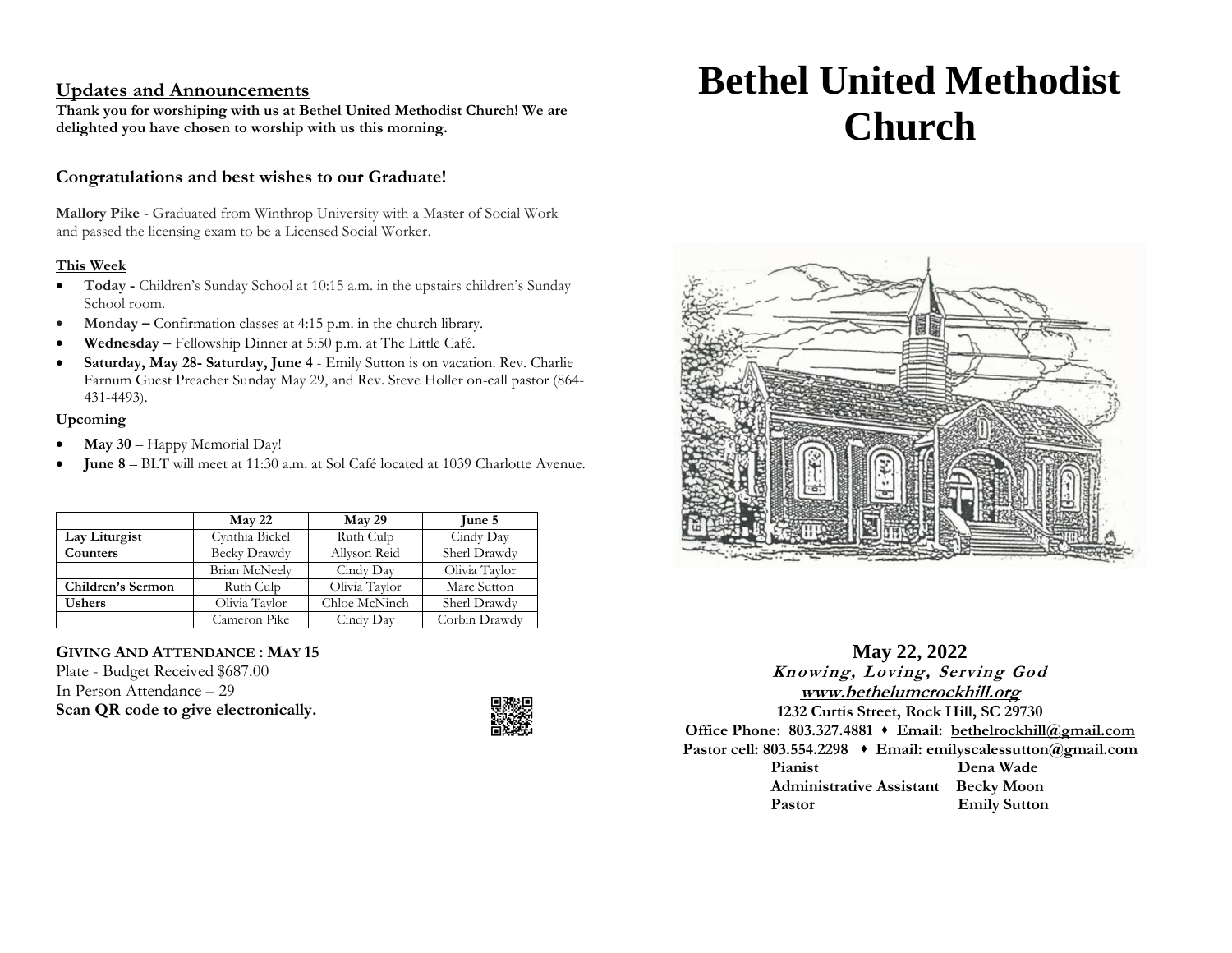## Updates and Announcements

**Thank you for worshiping with us at Bethel United Methodist Church! We are delighted you have chosen to worship with us this morning.**

### Congratulations and best wishes to our Graduate!

**Mallory Pike** - Graduated from Winthrop University with a Master of Social Work and passed the licensing exam to be a Licensed Social Worker.

**This Week**

- **Today -** Children's Sunday School at 10:15 a.m. in the upstairs children's Sunday School room.
- **Monday –** Confirmation classes at 4:15 p.m. in the church library.
- **Wednesday –** Fellowship Dinner at 5:50 p.m. at The Little Café.
- **Saturday, May 28- Saturday, June 4** - Emily Sutton is on vacation. Rev. Charlie Farnum Guest Preacher Sunday May 29, and Rev. Steve Holler on-call pastor (864-431-4493).

**Upcoming**

- **May 30** – Happy Memorial Day!
- **June 8** – BLT will meet at 11:30 a.m. at Sol Café located at 1039 Charlotte Avenue.

| | May 22 | May 29 | June 5 |
|---|---|---|---|
| **Lay Liturgist** | Cynthia Bickel | Ruth Culp | Cindy Day |
| **Counters** | Becky Drawdy | Allyson Reid | Sherl Drawdy |
| | Brian McNeely | Cindy Day | Olivia Taylor |
| **Children's Sermon** | Ruth Culp | Olivia Taylor | Marc Sutton |
| **Ushers** | Olivia Taylor | Chloe McNinch | Sherl Drawdy |
| | Cameron Pike | Cindy Day | Corbin Drawdy |

**GIVING AND ATTENDANCE : MAY 15**

Plate - Budget Received $687.00

In Person Attendance – 29

**Scan QR code to give electronically.**

# Bethel United Methodist Church

**May 22, 2022**

***Knowing, Loving, Serving God***

**www.bethelumcrockhill.org**

**1232 Curtis Street, Rock Hill, SC 29730**

**Office Phone: 803.327.4881 ⬩ Email: bethelrockhill@gmail.com**

**Pastor cell: 803.554.2298 ⬩ Email: emilyscalessutton@gmail.com**

**Pianist** Dena Wade

**Administrative Assistant** Becky Moon

**Pastor** Emily Sutton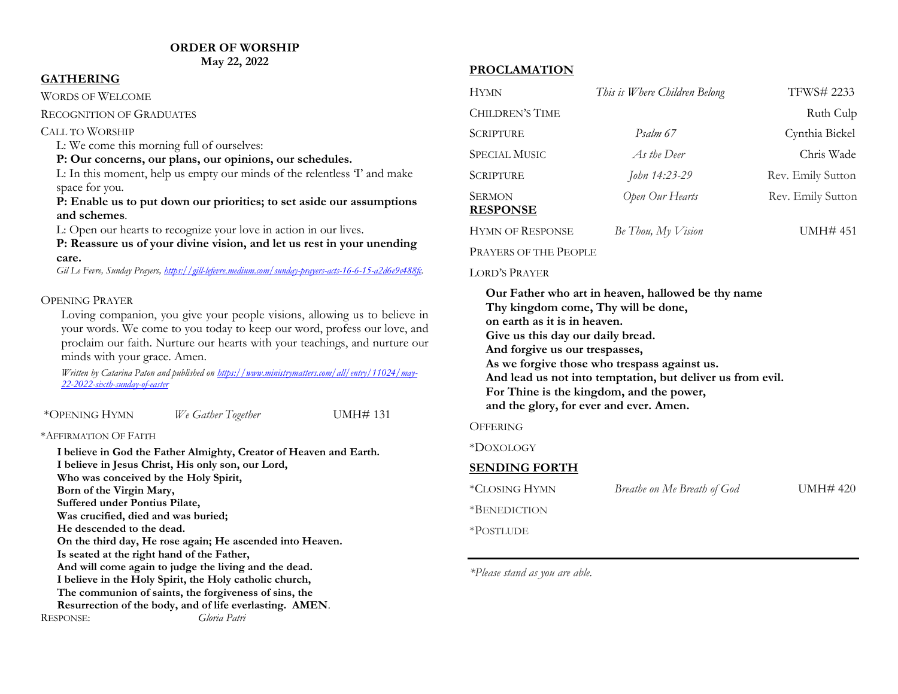**ORDER OF WORSHIP**
**May 22, 2022**

## GATHERING

WORDS OF WELCOME

RECOGNITION OF GRADUATES

CALL TO WORSHIP

L: We come this morning full of ourselves:

**P: Our concerns, our plans, our opinions, our schedules.**

L: In this moment, help us empty our minds of the relentless 'I' and make space for you.

**P: Enable us to put down our priorities; to set aside our assumptions and schemes**.

L: Open our hearts to recognize your love in action in our lives.

**P: Reassure us of your divine vision, and let us rest in your unending care.**

*Gil Le Fevre, Sunday Prayers, https://gill-lefevre.medium.com/sunday-prayers-acts-16-6-15-a2d6e9c488fc.*

OPENING PRAYER

Loving companion, you give your people visions, allowing us to believe in your words. We come to you today to keep our word, profess our love, and proclaim our faith. Nurture our hearts with your teachings, and nurture our minds with your grace. Amen.

*Written by Catarina Paton and published on https://www.ministrymatters.com/all/entry/11024/may-22-2022-sixth-sunday-of-easter*

*OPENING HYMN — *We Gather Together* — UMH# 131

*AFFIRMATION OF FAITH

**I believe in God the Father Almighty, Creator of Heaven and Earth.**
**I believe in Jesus Christ, His only son, our Lord,**
**Who was conceived by the Holy Spirit,**
**Born of the Virgin Mary,**
**Suffered under Pontius Pilate,**
**Was crucified, died and was buried;**
**He descended to the dead.**
**On the third day, He rose again; He ascended into Heaven.**
**Is seated at the right hand of the Father,**
**And will come again to judge the living and the dead.**
**I believe in the Holy Spirit, the Holy catholic church,**
**The communion of saints, the forgiveness of sins, the**
**Resurrection of the body, and of life everlasting. AMEN**.

RESPONSE: *Gloria Patri*

## PROCLAMATION

| | | |
|---|---|---|
| HYMN | *This is Where Children Belong* | TFWS# 2233 |
| CHILDREN'S TIME | | Ruth Culp |
| SCRIPTURE | *Psalm 67* | Cynthia Bickel |
| SPECIAL MUSIC | *As the Deer* | Chris Wade |
| SCRIPTURE | *John 14:23-29* | Rev. Emily Sutton |
| SERMON | *Open Our Hearts* | Rev. Emily Sutton |

## RESPONSE

HYMN OF RESPONSE — *Be Thou, My Vision* — UMH# 451

PRAYERS OF THE PEOPLE

LORD'S PRAYER

**Our Father who art in heaven, hallowed be thy name**
**Thy kingdom come, Thy will be done,**
**on earth as it is in heaven.**
**Give us this day our daily bread.**
**And forgive us our trespasses,**
**As we forgive those who trespass against us.**
**And lead us not into temptation, but deliver us from evil.**
**For Thine is the kingdom, and the power,**
**and the glory, for ever and ever. Amen.**

OFFERING

*DOXOLOGY

## SENDING FORTH

*CLOSING HYMN — *Breathe on Me Breath of God* — UMH# 420

*BENEDICTION

*POSTLUDE

---

*\*Please stand as you are able.*